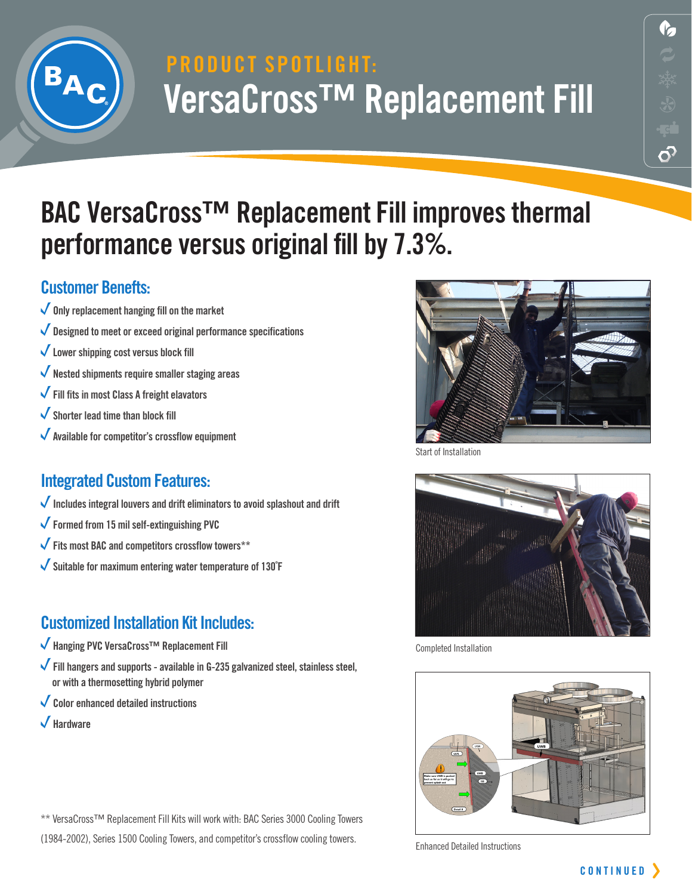## PRODUCT SPOTLIGHT:

# VersaCross™ Replacement Fill

## BAC VersaCross™ Replacement Fill improves thermal performance versus original fill by 7.3%.

### Customer Benefits:

- ✓ Only replacement hanging fill on the market
- ✓ Designed to meet or exceed original performance specifications
- ✓ Lower shipping cost versus block fill
- ✓ Nested shipments require smaller staging areas
- ✓ Fill fits in most Class A freight elevators
- ✓ Shorter lead time than block fill
- ✓ Available for competitor's crossflow equipment

### Integrated Custom Features:

- ✓ Includes integral louvers and drift eliminators to avoid splashout and drift
- ✓ Formed from 15 mil self-extinguishing PVC
- ✓ Fits most BAC and competitors crossflow towers**
- ✓ Suitable for maximum entering water temperature of 130˚F

### Customized Installation Kit Includes:

- ✓ Hanging PVC VersaCross™ Replacement Fill
- ✓ Fill hangers and supports - available in G-235 galvanized steel, stainless steel, or with a thermosetting hybrid polymer
- ✓ Color enhanced detailed instructions
- ✓ Hardware

** VersaCross™ Replacement Fill Kits will work with: BAC Series 3000 Cooling Towers (1984-2002), Series 1500 Cooling Towers, and competitor's crossflow cooling towers.

Start of Installation

Completed Installation

Enhanced Detailed Instructions

CONTINUED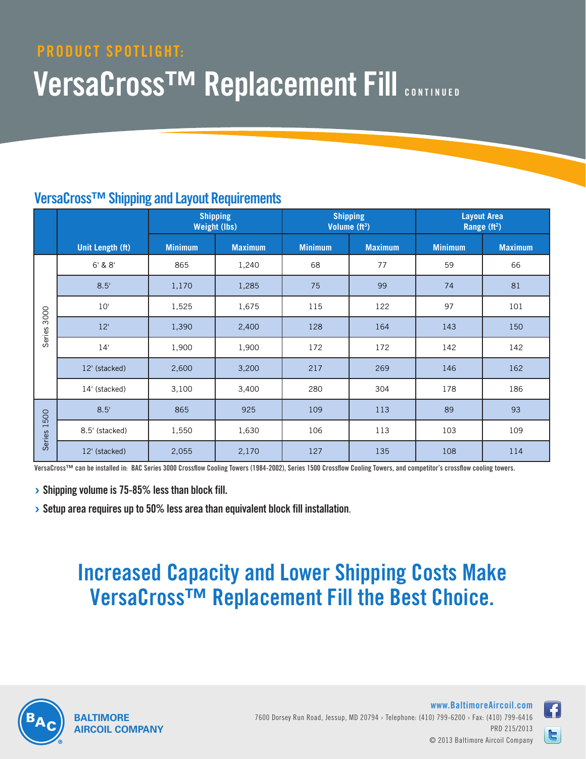PRODUCT SPOTLIGHT:

# VersaCross™ Replacement Fill CONTINUED

## VersaCross™ Shipping and Layout Requirements

| | Unit Length (ft) | Shipping Weight (lbs) | | Shipping Volume ($ft^3$) | | Layout Area Range ($ft^2$) | |
|---|---|---|---|---|---|---|---|
| | | Minimum | Maximum | Minimum | Maximum | Minimum | Maximum |
| Series 3000 | 6' & 8' | 865 | 1,240 | 68 | 77 | 59 | 66 |
| Series 3000 | 8.5' | 1,170 | 1,285 | 75 | 99 | 74 | 81 |
| Series 3000 | 10' | 1,525 | 1,675 | 115 | 122 | 97 | 101 |
| Series 3000 | 12' | 1,390 | 2,400 | 128 | 164 | 143 | 150 |
| Series 3000 | 14' | 1,900 | 1,900 | 172 | 172 | 142 | 142 |
| Series 3000 | 12' (stacked) | 2,600 | 3,200 | 217 | 269 | 146 | 162 |
| Series 3000 | 14' (stacked) | 3,100 | 3,400 | 280 | 304 | 178 | 186 |
| Series 1500 | 8.5' | 865 | 925 | 109 | 113 | 89 | 93 |
| Series 1500 | 8.5' (stacked) | 1,550 | 1,630 | 106 | 113 | 103 | 109 |
| Series 1500 | 12' (stacked) | 2,055 | 2,170 | 127 | 135 | 108 | 114 |

VersaCross™ can be installed in: BAC Series 3000 Crossflow Cooling Towers (1984-2002), Series 1500 Crossflow Cooling Towers, and competitor's crossflow cooling towers.

- Shipping volume is 75-85% less than block fill.
- Setup area requires up to 50% less area than equivalent block fill installation.

## Increased Capacity and Lower Shipping Costs Make VersaCross™ Replacement Fill the Best Choice.

BALTIMORE AIRCOIL COMPANY

www.BaltimoreAircoil.com

7600 Dorsey Run Road, Jessup, MD 20794 › Telephone: (410) 799-6200 › Fax: (410) 799-6416

PRD 215/2013

© 2013 Baltimore Aircoil Company